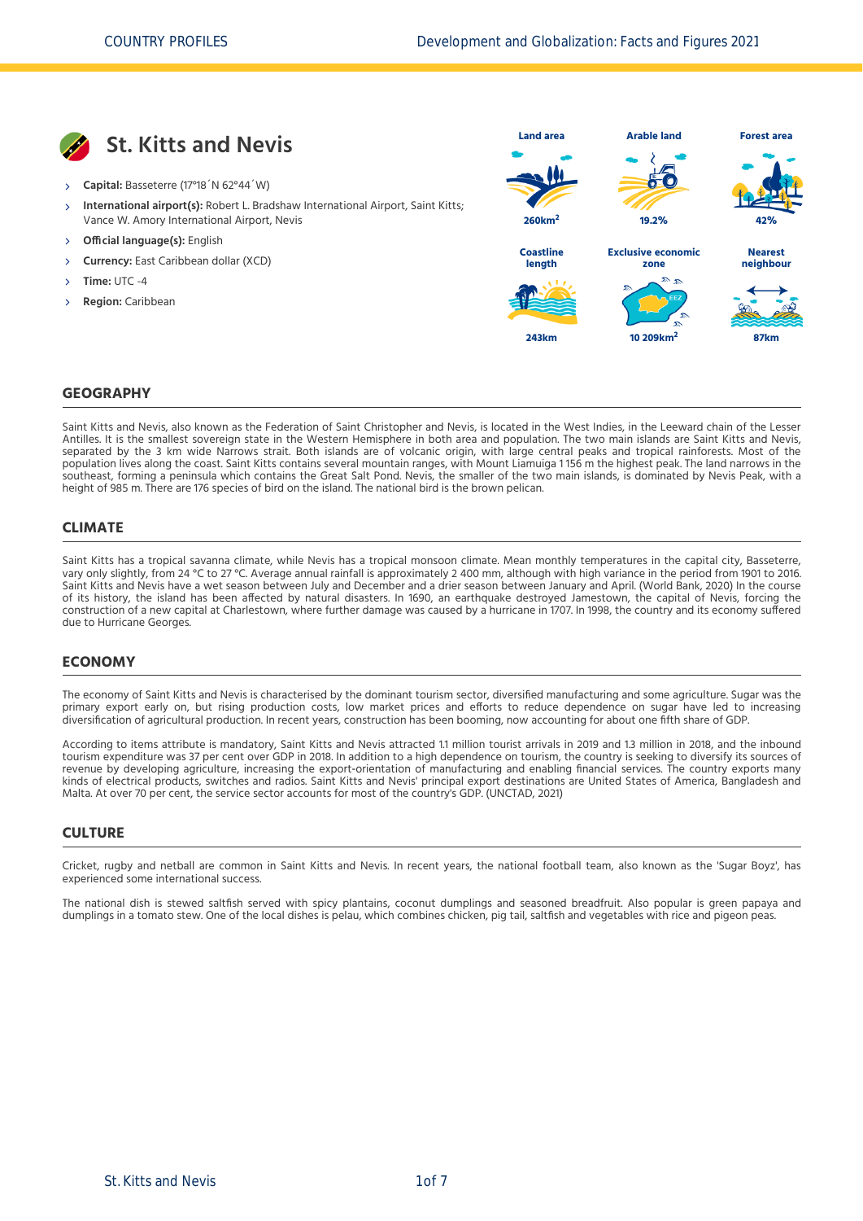# St. Kitts and Nevis

- **Capital:** Basseterre (17°18´N 62°44´W)
- **International airport(s):** Robert L. Bradshaw International Airport, Saint Kitts; Vance W. Amory International Airport, Nevis
- **Official language(s):** English
- **Currency:** East Caribbean dollar (XCD)
- **Time:** UTC -4
- **Region:** Caribbean

| Land area | Arable land | Forest area |
|---|---|---|
| 260km$^2$ | 19.2% | 42% |

| Coastline length | Exclusive economic zone | Nearest neighbour |
|---|---|---|
| 243km | 10 209km$^2$ | 87km |

## GEOGRAPHY

Saint Kitts and Nevis, also known as the Federation of Saint Christopher and Nevis, is located in the West Indies, in the Leeward chain of the Lesser Antilles. It is the smallest sovereign state in the Western Hemisphere in both area and population. The two main islands are Saint Kitts and Nevis, separated by the 3 km wide Narrows strait. Both islands are of volcanic origin, with large central peaks and tropical rainforests. Most of the population lives along the coast. Saint Kitts contains several mountain ranges, with Mount Liamuiga 1 156 m the highest peak. The land narrows in the southeast, forming a peninsula which contains the Great Salt Pond. Nevis, the smaller of the two main islands, is dominated by Nevis Peak, with a height of 985 m. There are 176 species of bird on the island. The national bird is the brown pelican.

## CLIMATE

Saint Kitts has a tropical savanna climate, while Nevis has a tropical monsoon climate. Mean monthly temperatures in the capital city, Basseterre, vary only slightly, from 24 °C to 27 °C. Average annual rainfall is approximately 2 400 mm, although with high variance in the period from 1901 to 2016. Saint Kitts and Nevis have a wet season between July and December and a drier season between January and April. (World Bank, 2020) In the course of its history, the island has been affected by natural disasters. In 1690, an earthquake destroyed Jamestown, the capital of Nevis, forcing the construction of a new capital at Charlestown, where further damage was caused by a hurricane in 1707. In 1998, the country and its economy suffered due to Hurricane Georges.

## ECONOMY

The economy of Saint Kitts and Nevis is characterised by the dominant tourism sector, diversified manufacturing and some agriculture. Sugar was the primary export early on, but rising production costs, low market prices and efforts to reduce dependence on sugar have led to increasing diversification of agricultural production. In recent years, construction has been booming, now accounting for about one fifth share of GDP.

According to items attribute is mandatory, Saint Kitts and Nevis attracted 1.1 million tourist arrivals in 2019 and 1.3 million in 2018, and the inbound tourism expenditure was 37 per cent over GDP in 2018. In addition to a high dependence on tourism, the country is seeking to diversify its sources of revenue by developing agriculture, increasing the export-orientation of manufacturing and enabling financial services. The country exports many kinds of electrical products, switches and radios. Saint Kitts and Nevis' principal export destinations are United States of America, Bangladesh and Malta. At over 70 per cent, the service sector accounts for most of the country's GDP. (UNCTAD, 2021)

## CULTURE

Cricket, rugby and netball are common in Saint Kitts and Nevis. In recent years, the national football team, also known as the 'Sugar Boyz', has experienced some international success.

The national dish is stewed saltfish served with spicy plantains, coconut dumplings and seasoned breadfruit. Also popular is green papaya and dumplings in a tomato stew. One of the local dishes is pelau, which combines chicken, pig tail, saltfish and vegetables with rice and pigeon peas.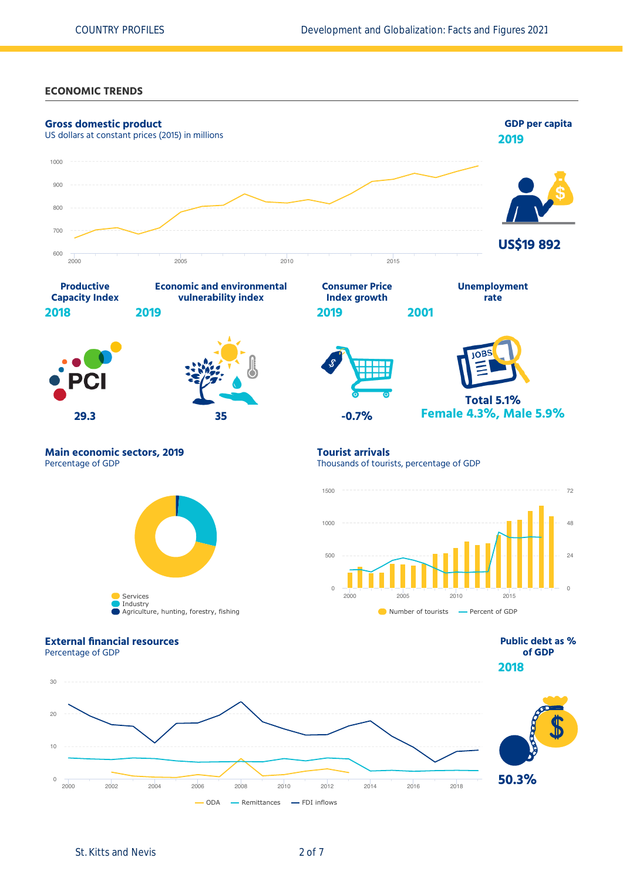## ECONOMIC TRENDS

### Gross domestic product

US dollars at constant prices (2015) in millions

### GDP per capita

**2019**

**US$19 892**

### Productive Capacity Index

**2018**

PCI

**29.3**

### Economic and environmental vulnerability index

**2019**

**35**

### Consumer Price Index growth

**2019**

**-0.7%**

### Unemployment rate

**2001**

**Total 5.1%**

**Female 4.3%, Male 5.9%**

### Main economic sectors, 2019

Percentage of GDP

- Services
- Industry
- Agriculture, hunting, forestry, fishing

### Tourist arrivals

Thousands of tourists, percentage of GDP

- Number of tourists
- Percent of GDP

### External financial resources

Percentage of GDP

- ODA
- Remittances
- FDI inflows

### Public debt as % of GDP

**2018**

**50.3%**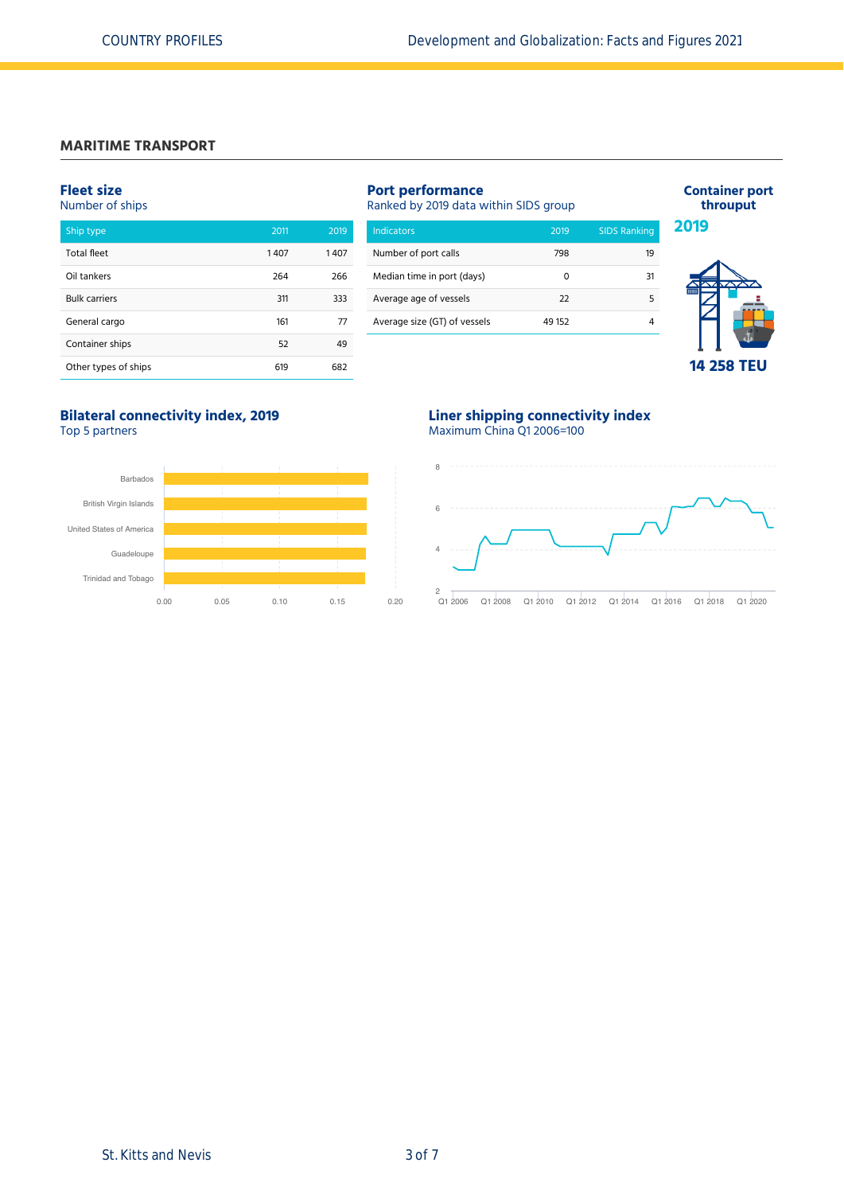## MARITIME TRANSPORT

### Fleet size
Number of ships

| Ship type | 2011 | 2019 |
|---|---|---|
| Total fleet | 1 407 | 1 407 |
| Oil tankers | 264 | 266 |
| Bulk carriers | 311 | 333 |
| General cargo | 161 | 77 |
| Container ships | 52 | 49 |
| Other types of ships | 619 | 682 |

### Port performance
Ranked by 2019 data within SIDS group

| Indicators | 2019 | SIDS Ranking |
|---|---|---|
| Number of port calls | 798 | 19 |
| Median time in port (days) | 0 | 31 |
| Average age of vessels | 22 | 5 |
| Average size (GT) of vessels | 49 152 | 4 |

### Container port throuput
**2019**

**14 258 TEU**

### Bilateral connectivity index, 2019
Top 5 partners

Barbados
British Virgin Islands
United States of America
Guadeloupe
Trinidad and Tobago

0.00 0.05 0.10 0.15 0.20

### Liner shipping connectivity index
Maximum China Q1 2006=100

8
6
4
2

Q1 2006 Q1 2008 Q1 2010 Q1 2012 Q1 2014 Q1 2016 Q1 2018 Q1 2020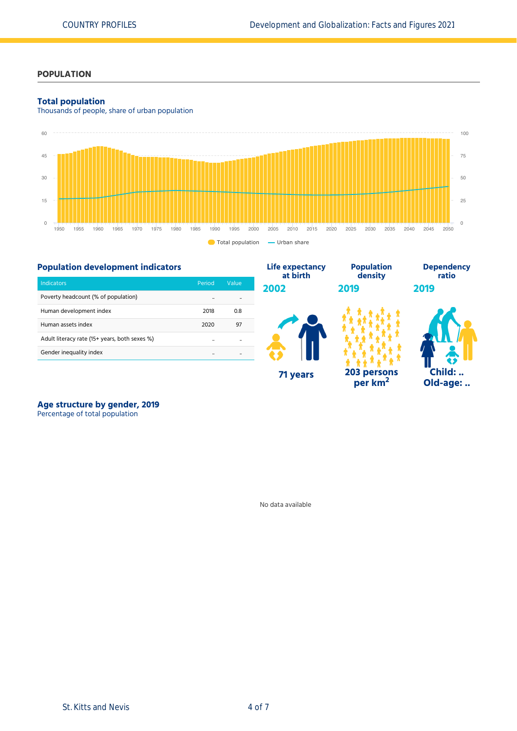## POPULATION

### Total population

Thousands of people, share of urban population

Total population — Urban share

### Population development indicators

| Indicators | Period | Value |
|---|---|---|
| Poverty headcount (% of population) | .. | .. |
| Human development index | 2018 | 0.8 |
| Human assets index | 2020 | 97 |
| Adult literacy rate (15+ years, both sexes %) | .. | .. |
| Gender inequality index | .. | .. |

**Life expectancy at birth**
2002
71 years

**Population density**
2019
203 persons per km$^2$

**Dependency ratio**
2019
Child: ..
Old-age: ..

### Age structure by gender, 2019

Percentage of total population

No data available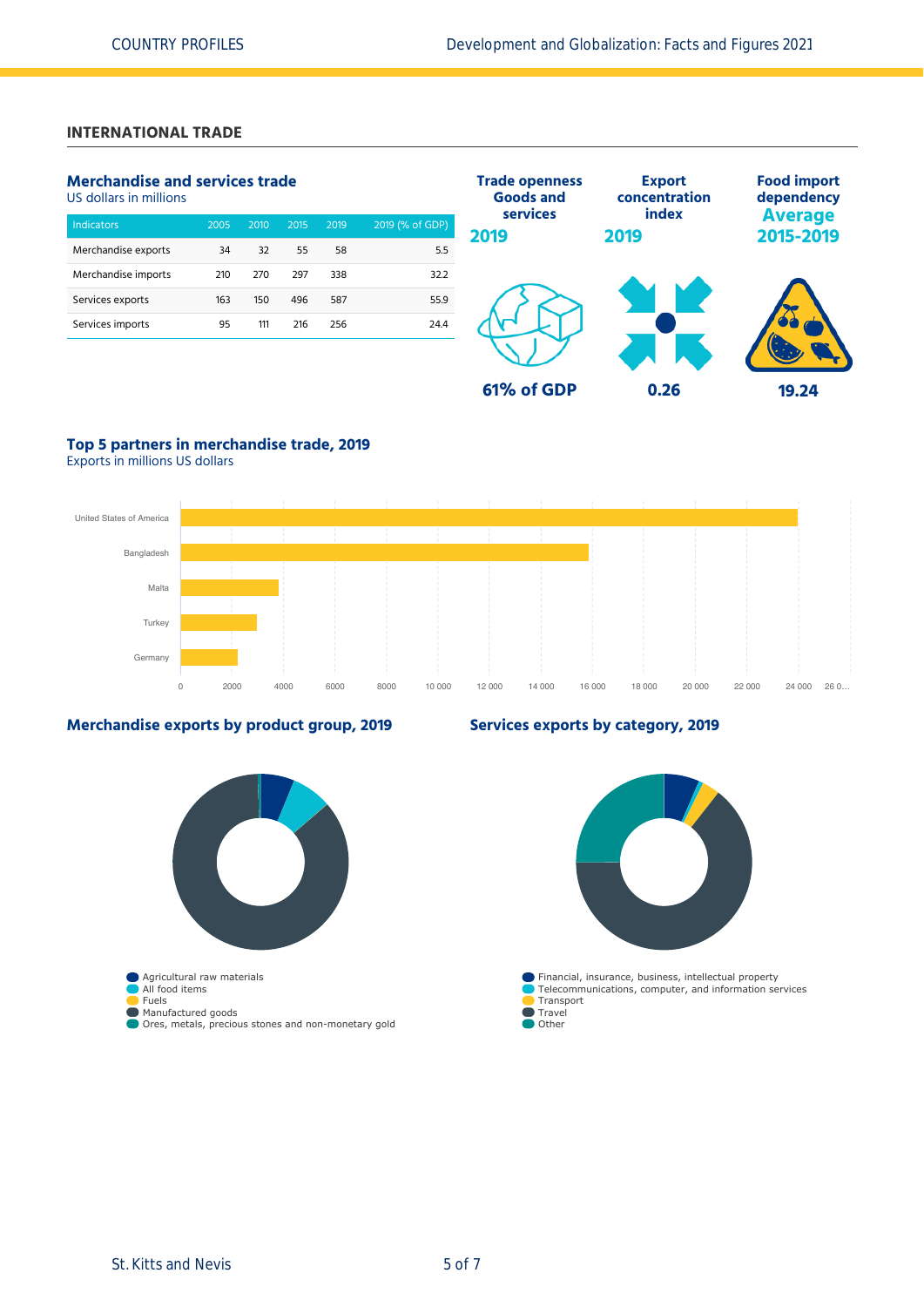## INTERNATIONAL TRADE

### Merchandise and services trade

US dollars in millions

| Indicators | 2005 | 2010 | 2015 | 2019 | 2019 (% of GDP) |
|---|---|---|---|---|---|
| Merchandise exports | 34 | 32 | 55 | 58 | 5.5 |
| Merchandise imports | 210 | 270 | 297 | 338 | 32.2 |
| Services exports | 163 | 150 | 496 | 587 | 55.9 |
| Services imports | 95 | 111 | 216 | 256 | 24.4 |

**Trade openness Goods and services 2019**

61% of GDP

**Export concentration index 2019**

0.26

**Food import dependency Average 2015-2019**

19.24

### Top 5 partners in merchandise trade, 2019

Exports in millions US dollars

United States of America
Bangladesh
Malta
Turkey
Germany

0, 2000, 4000, 6000, 8000, 10 000, 12 000, 14 000, 16 000, 18 000, 20 000, 22 000, 24 000, 26 0…

### Merchandise exports by product group, 2019

- Agricultural raw materials
- All food items
- Fuels
- Manufactured goods
- Ores, metals, precious stones and non-monetary gold

### Services exports by category, 2019

- Financial, insurance, business, intellectual property
- Telecommunications, computer, and information services
- Transport
- Travel
- Other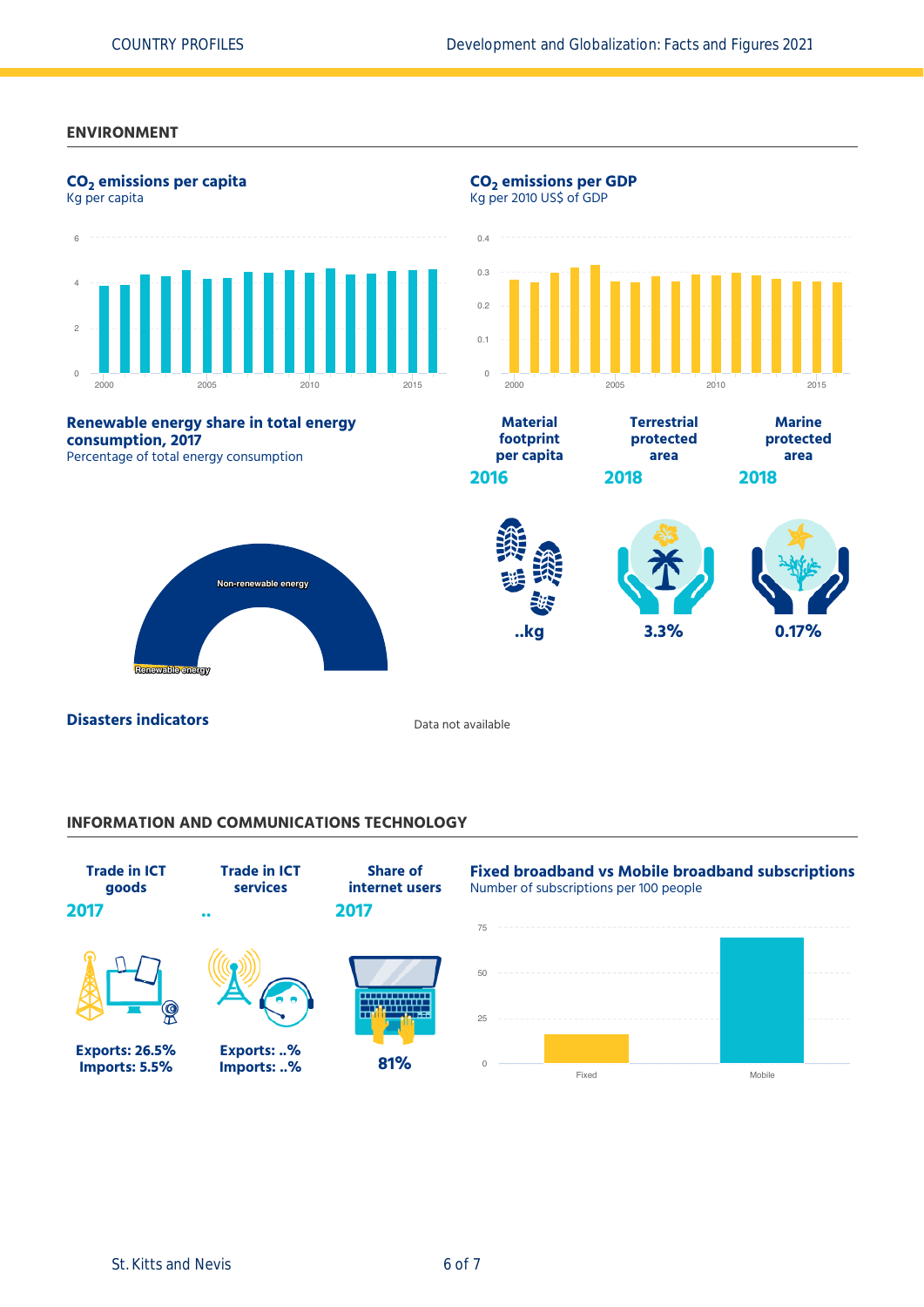## ENVIRONMENT

### $CO_2$ emissions per capita

Kg per capita

### $CO_2$ emissions per GDP

Kg per 2010 US$ of GDP

### Renewable energy share in total energy consumption, 2017

Percentage of total energy consumption

Non-renewable energy

Renewable energy

| Material footprint per capita | Terrestrial protected area | Marine protected area |
|---|---|---|
| 2016 | 2018 | 2018 |
| ..kg | 3.3% | 0.17% |

### Disasters indicators

Data not available

## INFORMATION AND COMMUNICATIONS TECHNOLOGY

| Trade in ICT goods | Trade in ICT services | Share of internet users |
|---|---|---|
| 2017 | .. | 2017 |
| Exports: 26.5% Imports: 5.5% | Exports: ..% Imports: ..% | 81% |

### Fixed broadband vs Mobile broadband subscriptions

Number of subscriptions per 100 people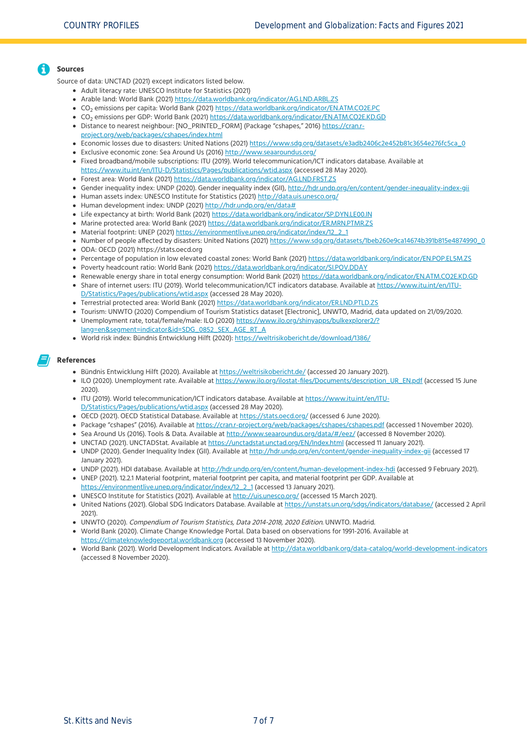## Sources

Source of data: UNCTAD (2021) except indicators listed below.

- Adult literacy rate: UNESCO Institute for Statistics (2021)
- Arable land: World Bank (2021) https://data.worldbank.org/indicator/AG.LND.ARBL.ZS
- $CO_2$ emissions per capita: World Bank (2021) https://data.worldbank.org/indicator/EN.ATM.CO2E.PC
- $CO_2$ emissions per GDP: World Bank (2021) https://data.worldbank.org/indicator/EN.ATM.CO2E.KD.GD
- Distance to nearest neighbour: [NO_PRINTED_FORM] (Package "cshapes," 2016) https://cran.r-project.org/web/packages/cshapes/index.html
- Economic losses due to disasters: United Nations (2021) https://www.sdg.org/datasets/e3adb2406c2e452b81c3654e276fc5ca_0
- Exclusive economic zone: Sea Around Us (2016) http://www.seaaroundus.org/
- Fixed broadband/mobile subscriptions: ITU (2019). World telecommunication/ICT indicators database. Available at https://www.itu.int/en/ITU-D/Statistics/Pages/publications/wtid.aspx (accessed 28 May 2020).
- Forest area: World Bank (2021) https://data.worldbank.org/indicator/AG.LND.FRST.ZS
- Gender inequality index: UNDP (2020). Gender inequality index (GII), http://hdr.undp.org/en/content/gender-inequality-index-gii
- Human assets index: UNESCO Institute for Statistics (2021) http://data.uis.unesco.org/
- Human development index: UNDP (2021) http://hdr.undp.org/en/data#
- Life expectancy at birth: World Bank (2021) https://data.worldbank.org/indicator/SP.DYN.LE00.IN
- Marine protected area: World Bank (2021) https://data.worldbank.org/indicator/ER.MRN.PTMR.ZS
- Material footprint: UNEP (2021) https://environmentlive.unep.org/indicator/index/12_2_1
- Number of people affected by disasters: United Nations (2021) https://www.sdg.org/datasets/1beb260e9ca14674b391b815e4874990_0
- ODA: OECD (2021) https://stats.oecd.org
- Percentage of population in low elevated coastal zones: World Bank (2021) https://data.worldbank.org/indicator/EN.POP.EL5M.ZS
- Poverty headcount ratio: World Bank (2021) https://data.worldbank.org/indicator/SI.POV.DDAY
- Renewable energy share in total energy consumption: World Bank (2021) https://data.worldbank.org/indicator/EN.ATM.CO2E.KD.GD
- Share of internet users: ITU (2019). World telecommunication/ICT indicators database. Available at https://www.itu.int/en/ITU-D/Statistics/Pages/publications/wtid.aspx (accessed 28 May 2020).
- Terrestrial protected area: World Bank (2021) https://data.worldbank.org/indicator/ER.LND.PTLD.ZS
- Tourism: UNWTO (2020) Compendium of Tourism Statistics dataset [Electronic], UNWTO, Madrid, data updated on 21/09/2020.
- Unemployment rate, total/female/male: ILO (2020) https://www.ilo.org/shinyapps/bulkexplorer2/?lang=en&segment=indicator&id=SDG_0852_SEX_AGE_RT_A
- World risk index: Bündnis Entwicklung Hilft (2020): https://weltrisikobericht.de/download/1386/

## References

- Bündnis Entwicklung Hilft (2020). Available at https://weltrisikobericht.de/ (accessed 20 January 2021).
- ILO (2020). Unemployment rate. Available at https://www.ilo.org/ilostat-files/Documents/description_UR_EN.pdf (accessed 15 June 2020).
- ITU (2019). World telecommunication/ICT indicators database. Available at https://www.itu.int/en/ITU-D/Statistics/Pages/publications/wtid.aspx (accessed 28 May 2020).
- OECD (2021). OECD Statistical Database. Available at https://stats.oecd.org/ (accessed 6 June 2020).
- Package "cshapes" (2016). Available at https://cran.r-project.org/web/packages/cshapes/cshapes.pdf (accessed 1 November 2020).
- Sea Around Us (2016). Tools & Data. Available at http://www.seaaroundus.org/data/#/eez/ (accessed 8 November 2020).
- UNCTAD (2021). UNCTADStat. Available at https://unctadstat.unctad.org/EN/Index.html (accessed 11 January 2021).
- UNDP (2020). Gender Inequality Index (GII). Available at http://hdr.undp.org/en/content/gender-inequality-index-gii (accessed 17 January 2021).
- UNDP (2021). HDI database. Available at http://hdr.undp.org/en/content/human-development-index-hdi (accessed 9 February 2021).
- UNEP (2021). 12.2.1 Material footprint, material footprint per capita, and material footprint per GDP. Available at https://environmentlive.unep.org/indicator/index/12_2_1 (accessed 13 January 2021).
- UNESCO Institute for Statistics (2021). Available at http://uis.unesco.org/ (accessed 15 March 2021).
- United Nations (2021). Global SDG Indicators Database. Available at https://unstats.un.org/sdgs/indicators/database/ (accessed 2 April 2021).
- UNWTO (2020). *Compendium of Tourism Statistics, Data 2014-2018, 2020 Edition*. UNWTO. Madrid.
- World Bank (2020). Climate Change Knowledge Portal. Data based on observations for 1991-2016. Available at https://climateknowledgeportal.worldbank.org (accessed 13 November 2020).
- World Bank (2021). World Development Indicators. Available at http://data.worldbank.org/data-catalog/world-development-indicators (accessed 8 November 2020).